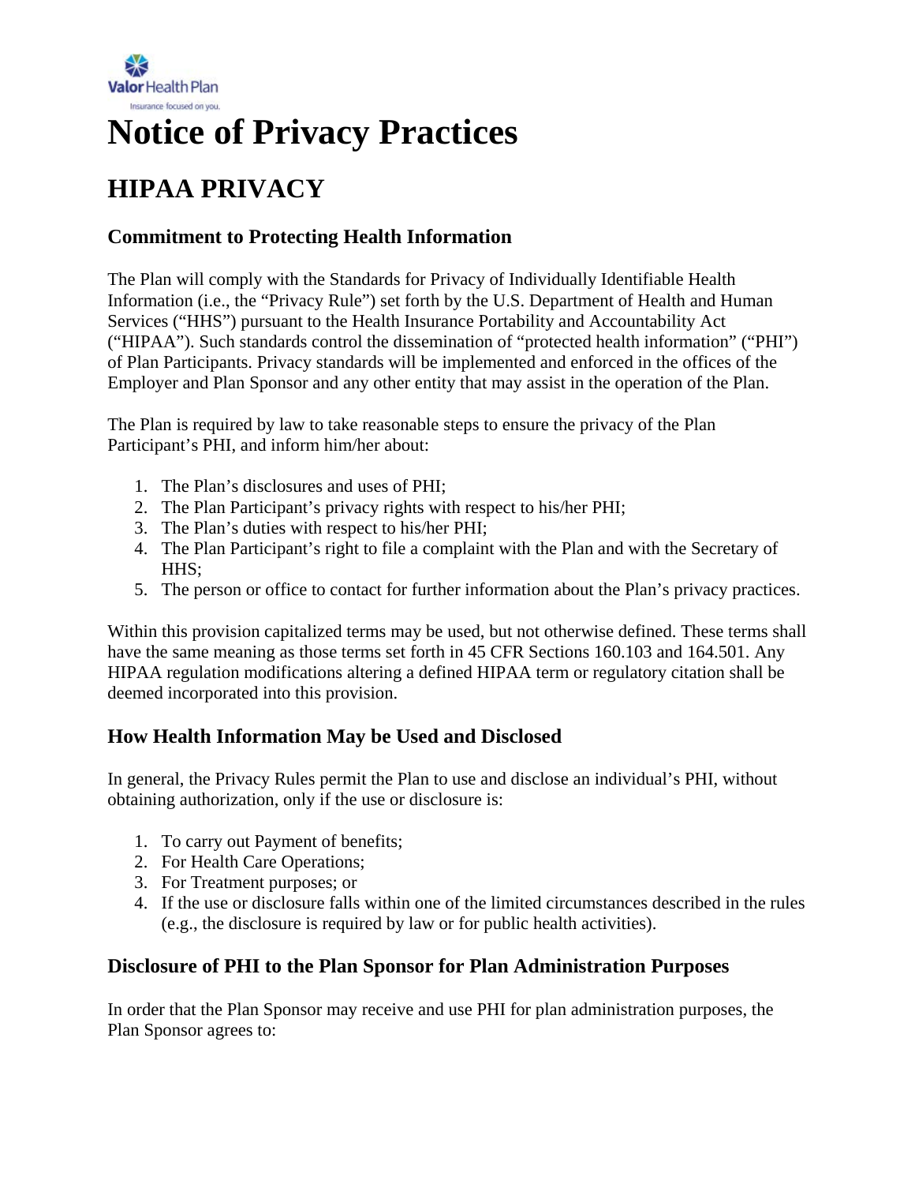Valor Health Plan

Insurance focused on you.

# Notice of Privacy Practices

## HIPAA PRIVACY

### Commitment to Protecting Health Information

The Plan will comply with the Standards for Privacy of Individually Identifiable Health Information (i.e., the “Privacy Rule”) set forth by the U.S. Department of Health and Human Services (“HHS”) pursuant to the Health Insurance Portability and Accountability Act (“HIPAA”). Such standards control the dissemination of “protected health information” (“PHI”) of Plan Participants. Privacy standards will be implemented and enforced in the offices of the Employer and Plan Sponsor and any other entity that may assist in the operation of the Plan.

The Plan is required by law to take reasonable steps to ensure the privacy of the Plan Participant’s PHI, and inform him/her about:

1. The Plan’s disclosures and uses of PHI;
2. The Plan Participant’s privacy rights with respect to his/her PHI;
3. The Plan’s duties with respect to his/her PHI;
4. The Plan Participant’s right to file a complaint with the Plan and with the Secretary of HHS;
5. The person or office to contact for further information about the Plan’s privacy practices.

Within this provision capitalized terms may be used, but not otherwise defined. These terms shall have the same meaning as those terms set forth in 45 CFR Sections 160.103 and 164.501. Any HIPAA regulation modifications altering a defined HIPAA term or regulatory citation shall be deemed incorporated into this provision.

### How Health Information May be Used and Disclosed

In general, the Privacy Rules permit the Plan to use and disclose an individual’s PHI, without obtaining authorization, only if the use or disclosure is:

1. To carry out Payment of benefits;
2. For Health Care Operations;
3. For Treatment purposes; or
4. If the use or disclosure falls within one of the limited circumstances described in the rules (e.g., the disclosure is required by law or for public health activities).

### Disclosure of PHI to the Plan Sponsor for Plan Administration Purposes

In order that the Plan Sponsor may receive and use PHI for plan administration purposes, the Plan Sponsor agrees to: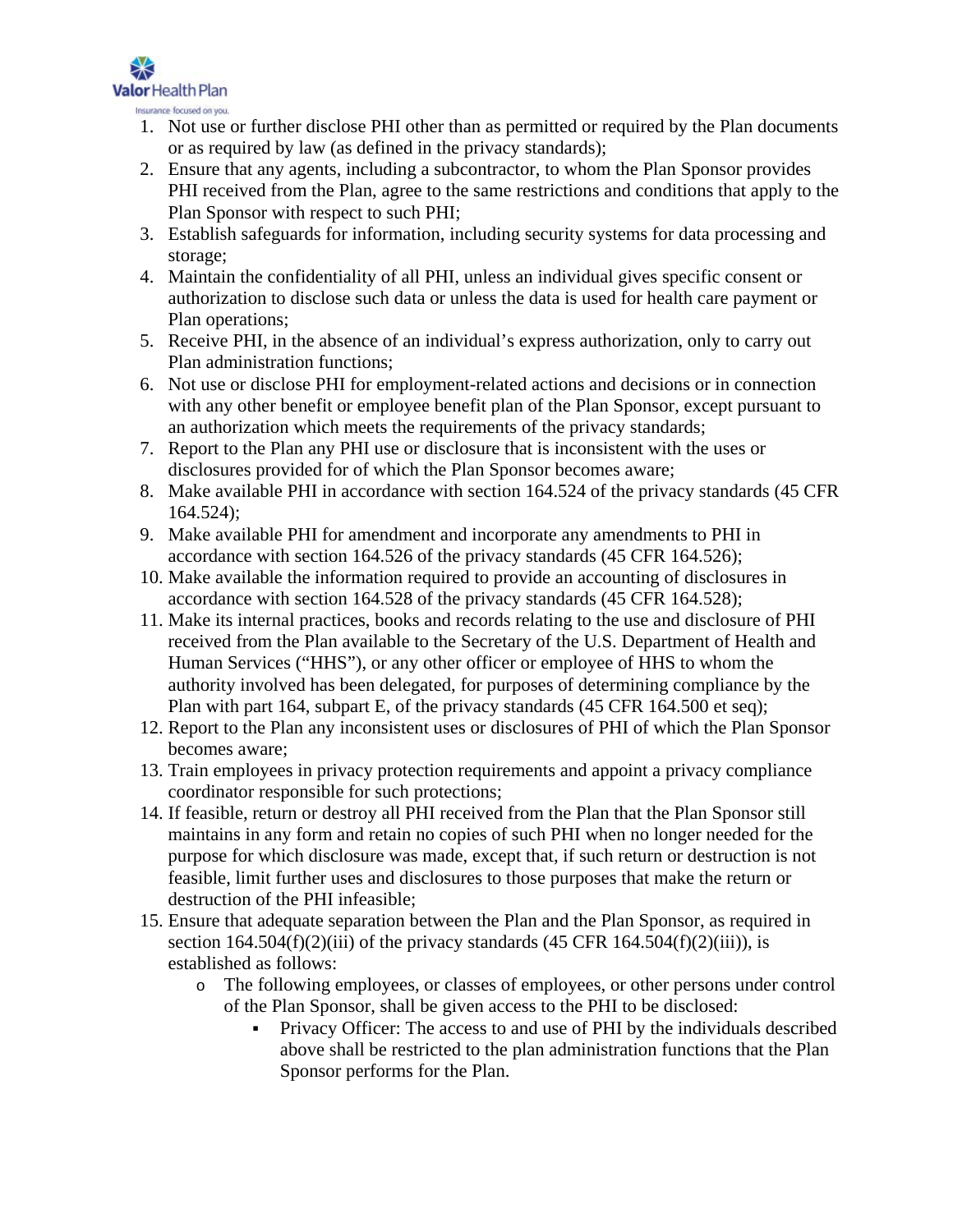1. Not use or further disclose PHI other than as permitted or required by the Plan documents or as required by law (as defined in the privacy standards);
2. Ensure that any agents, including a subcontractor, to whom the Plan Sponsor provides PHI received from the Plan, agree to the same restrictions and conditions that apply to the Plan Sponsor with respect to such PHI;
3. Establish safeguards for information, including security systems for data processing and storage;
4. Maintain the confidentiality of all PHI, unless an individual gives specific consent or authorization to disclose such data or unless the data is used for health care payment or Plan operations;
5. Receive PHI, in the absence of an individual's express authorization, only to carry out Plan administration functions;
6. Not use or disclose PHI for employment-related actions and decisions or in connection with any other benefit or employee benefit plan of the Plan Sponsor, except pursuant to an authorization which meets the requirements of the privacy standards;
7. Report to the Plan any PHI use or disclosure that is inconsistent with the uses or disclosures provided for of which the Plan Sponsor becomes aware;
8. Make available PHI in accordance with section 164.524 of the privacy standards (45 CFR 164.524);
9. Make available PHI for amendment and incorporate any amendments to PHI in accordance with section 164.526 of the privacy standards (45 CFR 164.526);
10. Make available the information required to provide an accounting of disclosures in accordance with section 164.528 of the privacy standards (45 CFR 164.528);
11. Make its internal practices, books and records relating to the use and disclosure of PHI received from the Plan available to the Secretary of the U.S. Department of Health and Human Services ("HHS"), or any other officer or employee of HHS to whom the authority involved has been delegated, for purposes of determining compliance by the Plan with part 164, subpart E, of the privacy standards (45 CFR 164.500 et seq);
12. Report to the Plan any inconsistent uses or disclosures of PHI of which the Plan Sponsor becomes aware;
13. Train employees in privacy protection requirements and appoint a privacy compliance coordinator responsible for such protections;
14. If feasible, return or destroy all PHI received from the Plan that the Plan Sponsor still maintains in any form and retain no copies of such PHI when no longer needed for the purpose for which disclosure was made, except that, if such return or destruction is not feasible, limit further uses and disclosures to those purposes that make the return or destruction of the PHI infeasible;
15. Ensure that adequate separation between the Plan and the Plan Sponsor, as required in section 164.504(f)(2)(iii) of the privacy standards (45 CFR 164.504(f)(2)(iii)), is established as follows:
    - The following employees, or classes of employees, or other persons under control of the Plan Sponsor, shall be given access to the PHI to be disclosed:
        - Privacy Officer: The access to and use of PHI by the individuals described above shall be restricted to the plan administration functions that the Plan Sponsor performs for the Plan.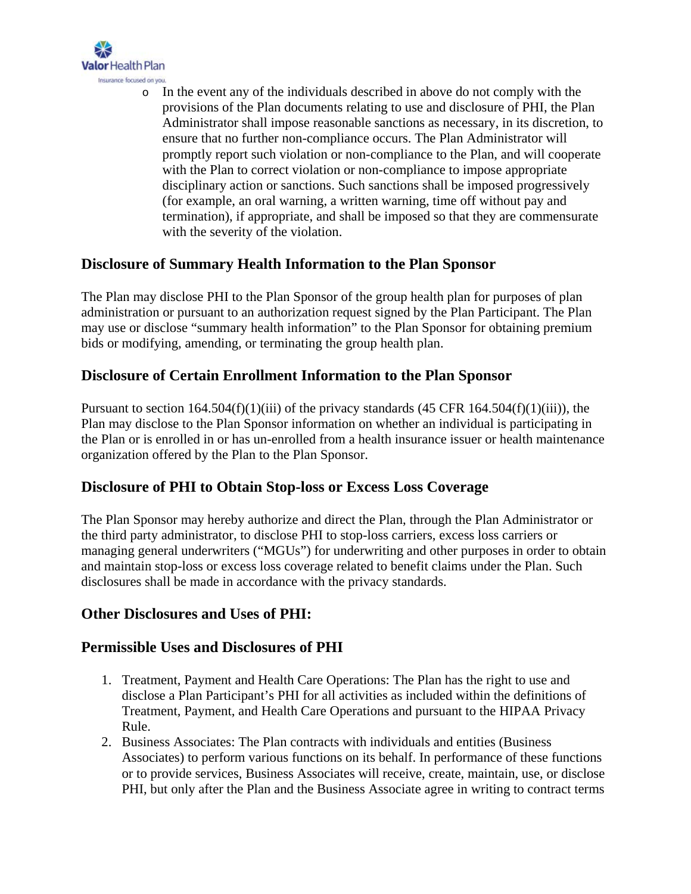- In the event any of the individuals described in above do not comply with the provisions of the Plan documents relating to use and disclosure of PHI, the Plan Administrator shall impose reasonable sanctions as necessary, in its discretion, to ensure that no further non-compliance occurs. The Plan Administrator will promptly report such violation or non-compliance to the Plan, and will cooperate with the Plan to correct violation or non-compliance to impose appropriate disciplinary action or sanctions. Such sanctions shall be imposed progressively (for example, an oral warning, a written warning, time off without pay and termination), if appropriate, and shall be imposed so that they are commensurate with the severity of the violation.

## Disclosure of Summary Health Information to the Plan Sponsor

The Plan may disclose PHI to the Plan Sponsor of the group health plan for purposes of plan administration or pursuant to an authorization request signed by the Plan Participant. The Plan may use or disclose "summary health information" to the Plan Sponsor for obtaining premium bids or modifying, amending, or terminating the group health plan.

## Disclosure of Certain Enrollment Information to the Plan Sponsor

Pursuant to section 164.504(f)(1)(iii) of the privacy standards (45 CFR 164.504(f)(1)(iii)), the Plan may disclose to the Plan Sponsor information on whether an individual is participating in the Plan or is enrolled in or has un-enrolled from a health insurance issuer or health maintenance organization offered by the Plan to the Plan Sponsor.

## Disclosure of PHI to Obtain Stop-loss or Excess Loss Coverage

The Plan Sponsor may hereby authorize and direct the Plan, through the Plan Administrator or the third party administrator, to disclose PHI to stop-loss carriers, excess loss carriers or managing general underwriters ("MGUs") for underwriting and other purposes in order to obtain and maintain stop-loss or excess loss coverage related to benefit claims under the Plan. Such disclosures shall be made in accordance with the privacy standards.

## Other Disclosures and Uses of PHI:

## Permissible Uses and Disclosures of PHI

1. Treatment, Payment and Health Care Operations: The Plan has the right to use and disclose a Plan Participant's PHI for all activities as included within the definitions of Treatment, Payment, and Health Care Operations and pursuant to the HIPAA Privacy Rule.
2. Business Associates: The Plan contracts with individuals and entities (Business Associates) to perform various functions on its behalf. In performance of these functions or to provide services, Business Associates will receive, create, maintain, use, or disclose PHI, but only after the Plan and the Business Associate agree in writing to contract terms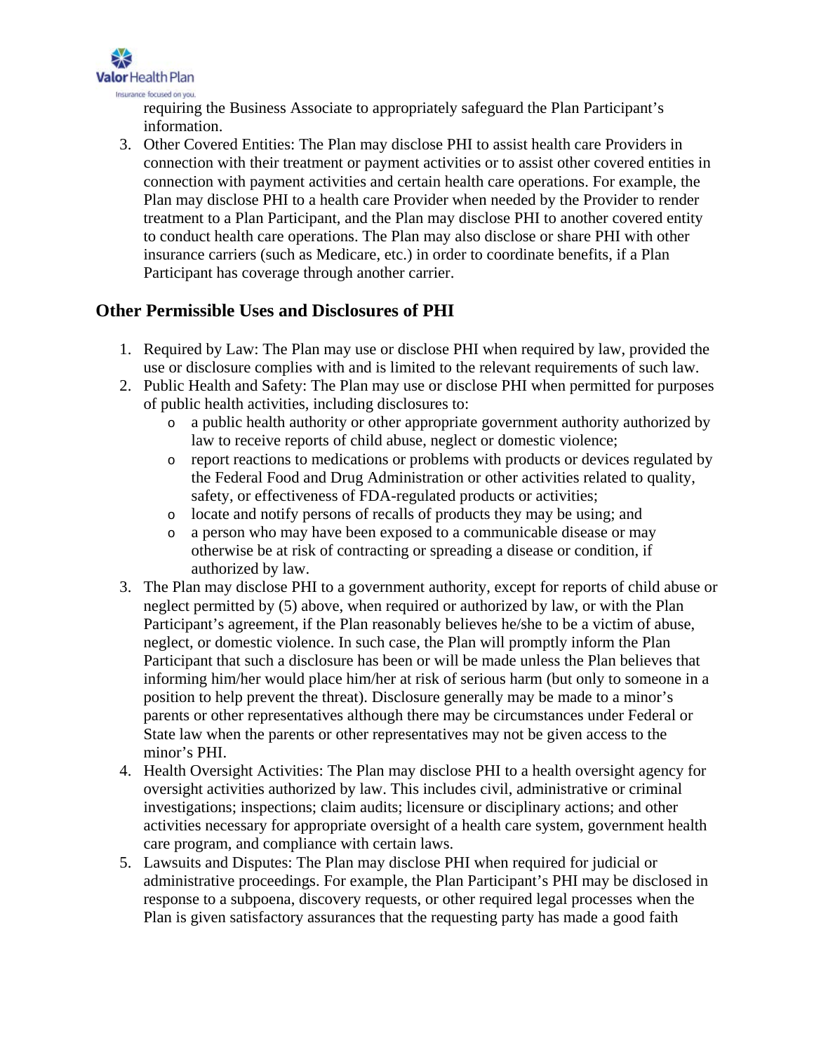requiring the Business Associate to appropriately safeguard the Plan Participant's information.

3. Other Covered Entities: The Plan may disclose PHI to assist health care Providers in connection with their treatment or payment activities or to assist other covered entities in connection with payment activities and certain health care operations. For example, the Plan may disclose PHI to a health care Provider when needed by the Provider to render treatment to a Plan Participant, and the Plan may disclose PHI to another covered entity to conduct health care operations. The Plan may also disclose or share PHI with other insurance carriers (such as Medicare, etc.) in order to coordinate benefits, if a Plan Participant has coverage through another carrier.

## Other Permissible Uses and Disclosures of PHI

1. Required by Law: The Plan may use or disclose PHI when required by law, provided the use or disclosure complies with and is limited to the relevant requirements of such law.
2. Public Health and Safety: The Plan may use or disclose PHI when permitted for purposes of public health activities, including disclosures to:
    - a public health authority or other appropriate government authority authorized by law to receive reports of child abuse, neglect or domestic violence;
    - report reactions to medications or problems with products or devices regulated by the Federal Food and Drug Administration or other activities related to quality, safety, or effectiveness of FDA-regulated products or activities;
    - locate and notify persons of recalls of products they may be using; and
    - a person who may have been exposed to a communicable disease or may otherwise be at risk of contracting or spreading a disease or condition, if authorized by law.
3. The Plan may disclose PHI to a government authority, except for reports of child abuse or neglect permitted by (5) above, when required or authorized by law, or with the Plan Participant's agreement, if the Plan reasonably believes he/she to be a victim of abuse, neglect, or domestic violence. In such case, the Plan will promptly inform the Plan Participant that such a disclosure has been or will be made unless the Plan believes that informing him/her would place him/her at risk of serious harm (but only to someone in a position to help prevent the threat). Disclosure generally may be made to a minor's parents or other representatives although there may be circumstances under Federal or State law when the parents or other representatives may not be given access to the minor's PHI.
4. Health Oversight Activities: The Plan may disclose PHI to a health oversight agency for oversight activities authorized by law. This includes civil, administrative or criminal investigations; inspections; claim audits; licensure or disciplinary actions; and other activities necessary for appropriate oversight of a health care system, government health care program, and compliance with certain laws.
5. Lawsuits and Disputes: The Plan may disclose PHI when required for judicial or administrative proceedings. For example, the Plan Participant's PHI may be disclosed in response to a subpoena, discovery requests, or other required legal processes when the Plan is given satisfactory assurances that the requesting party has made a good faith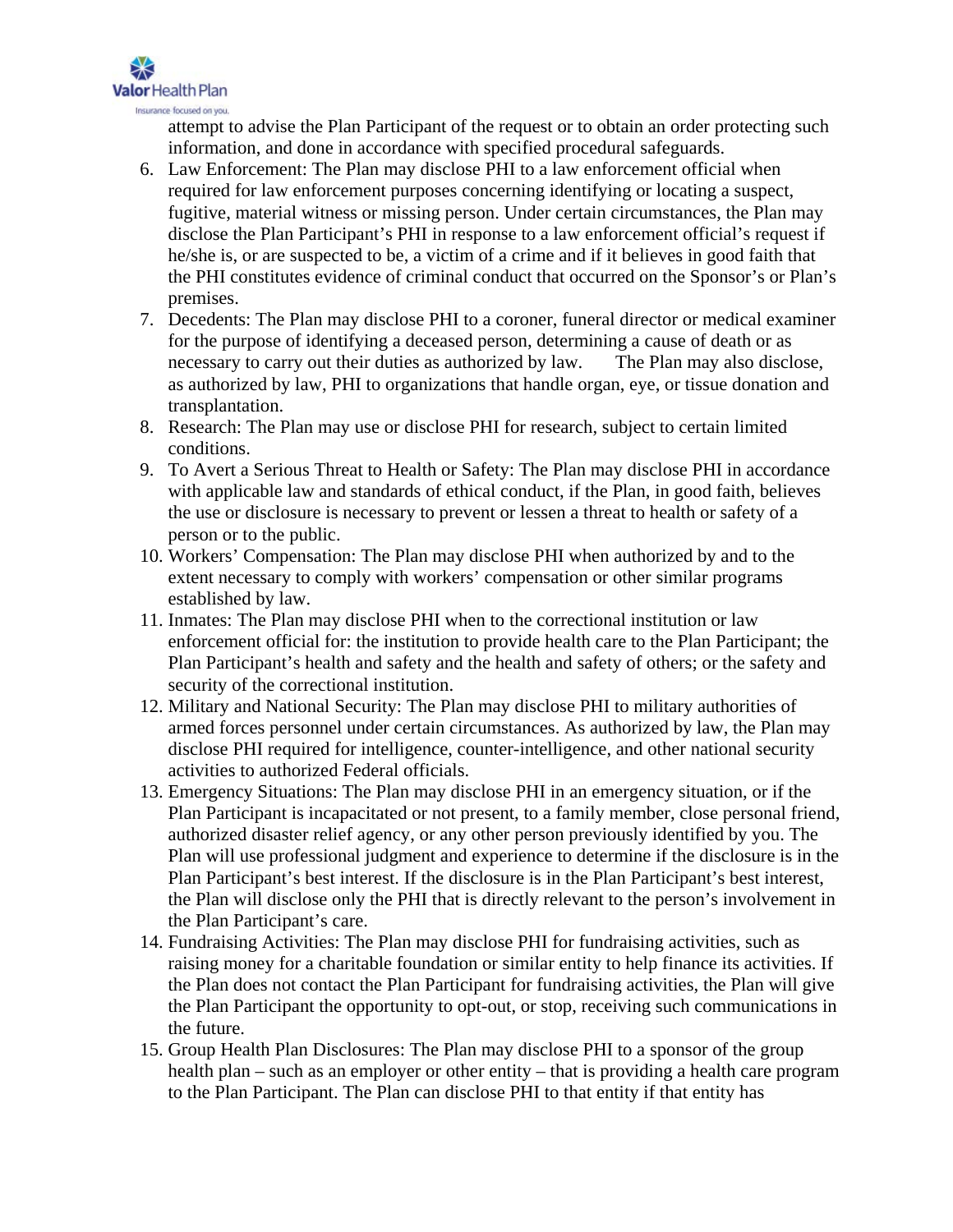attempt to advise the Plan Participant of the request or to obtain an order protecting such information, and done in accordance with specified procedural safeguards.

6. Law Enforcement: The Plan may disclose PHI to a law enforcement official when required for law enforcement purposes concerning identifying or locating a suspect, fugitive, material witness or missing person. Under certain circumstances, the Plan may disclose the Plan Participant's PHI in response to a law enforcement official's request if he/she is, or are suspected to be, a victim of a crime and if it believes in good faith that the PHI constitutes evidence of criminal conduct that occurred on the Sponsor's or Plan's premises.
7. Decedents: The Plan may disclose PHI to a coroner, funeral director or medical examiner for the purpose of identifying a deceased person, determining a cause of death or as necessary to carry out their duties as authorized by law. The Plan may also disclose, as authorized by law, PHI to organizations that handle organ, eye, or tissue donation and transplantation.
8. Research: The Plan may use or disclose PHI for research, subject to certain limited conditions.
9. To Avert a Serious Threat to Health or Safety: The Plan may disclose PHI in accordance with applicable law and standards of ethical conduct, if the Plan, in good faith, believes the use or disclosure is necessary to prevent or lessen a threat to health or safety of a person or to the public.
10. Workers' Compensation: The Plan may disclose PHI when authorized by and to the extent necessary to comply with workers' compensation or other similar programs established by law.
11. Inmates: The Plan may disclose PHI when to the correctional institution or law enforcement official for: the institution to provide health care to the Plan Participant; the Plan Participant's health and safety and the health and safety of others; or the safety and security of the correctional institution.
12. Military and National Security: The Plan may disclose PHI to military authorities of armed forces personnel under certain circumstances. As authorized by law, the Plan may disclose PHI required for intelligence, counter-intelligence, and other national security activities to authorized Federal officials.
13. Emergency Situations: The Plan may disclose PHI in an emergency situation, or if the Plan Participant is incapacitated or not present, to a family member, close personal friend, authorized disaster relief agency, or any other person previously identified by you. The Plan will use professional judgment and experience to determine if the disclosure is in the Plan Participant's best interest. If the disclosure is in the Plan Participant's best interest, the Plan will disclose only the PHI that is directly relevant to the person's involvement in the Plan Participant's care.
14. Fundraising Activities: The Plan may disclose PHI for fundraising activities, such as raising money for a charitable foundation or similar entity to help finance its activities. If the Plan does not contact the Plan Participant for fundraising activities, the Plan will give the Plan Participant the opportunity to opt-out, or stop, receiving such communications in the future.
15. Group Health Plan Disclosures: The Plan may disclose PHI to a sponsor of the group health plan – such as an employer or other entity – that is providing a health care program to the Plan Participant. The Plan can disclose PHI to that entity if that entity has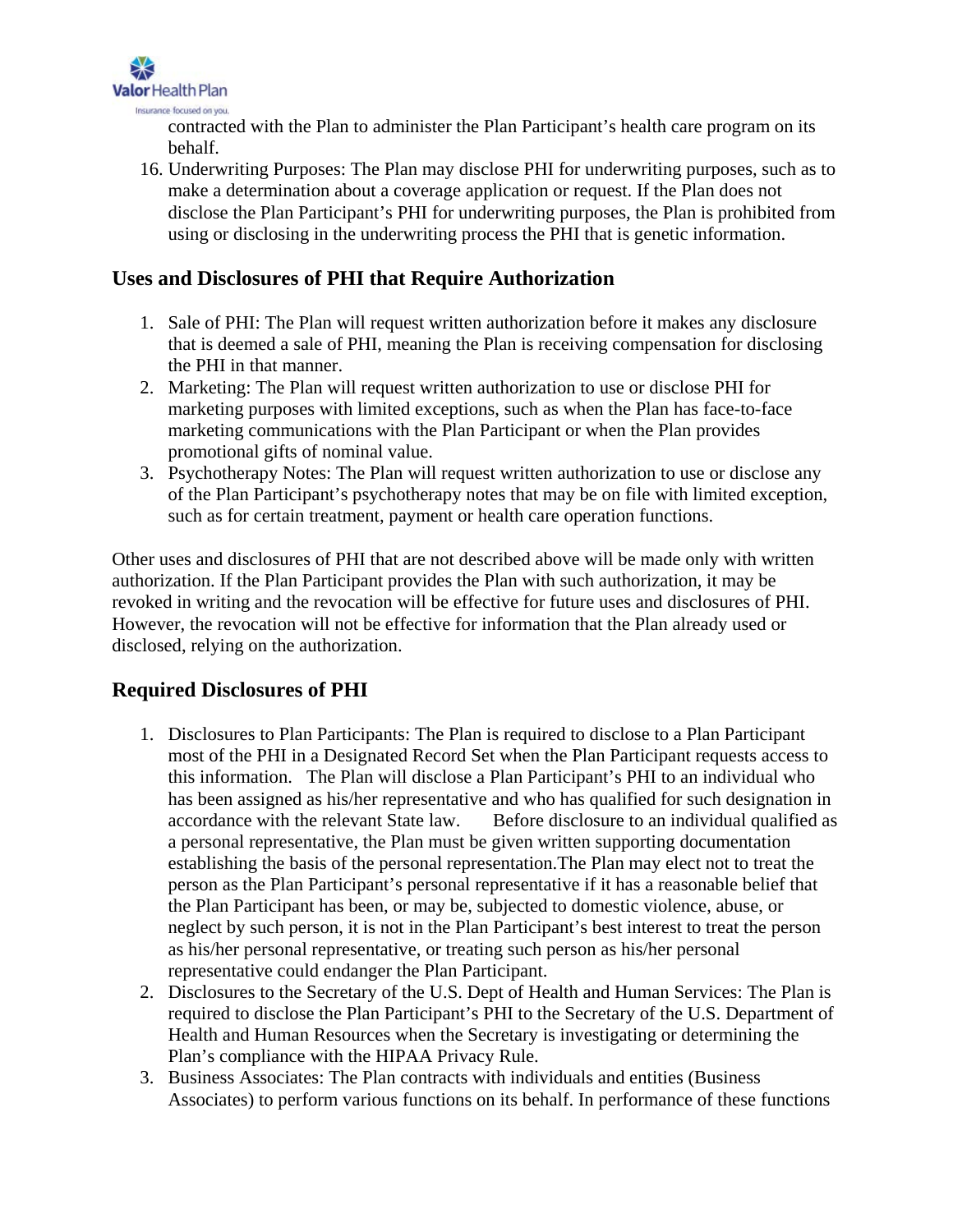contracted with the Plan to administer the Plan Participant's health care program on its behalf.

16. Underwriting Purposes: The Plan may disclose PHI for underwriting purposes, such as to make a determination about a coverage application or request. If the Plan does not disclose the Plan Participant's PHI for underwriting purposes, the Plan is prohibited from using or disclosing in the underwriting process the PHI that is genetic information.

## Uses and Disclosures of PHI that Require Authorization

1. Sale of PHI: The Plan will request written authorization before it makes any disclosure that is deemed a sale of PHI, meaning the Plan is receiving compensation for disclosing the PHI in that manner.
2. Marketing: The Plan will request written authorization to use or disclose PHI for marketing purposes with limited exceptions, such as when the Plan has face-to-face marketing communications with the Plan Participant or when the Plan provides promotional gifts of nominal value.
3. Psychotherapy Notes: The Plan will request written authorization to use or disclose any of the Plan Participant's psychotherapy notes that may be on file with limited exception, such as for certain treatment, payment or health care operation functions.

Other uses and disclosures of PHI that are not described above will be made only with written authorization. If the Plan Participant provides the Plan with such authorization, it may be revoked in writing and the revocation will be effective for future uses and disclosures of PHI. However, the revocation will not be effective for information that the Plan already used or disclosed, relying on the authorization.

## Required Disclosures of PHI

1. Disclosures to Plan Participants: The Plan is required to disclose to a Plan Participant most of the PHI in a Designated Record Set when the Plan Participant requests access to this information. The Plan will disclose a Plan Participant's PHI to an individual who has been assigned as his/her representative and who has qualified for such designation in accordance with the relevant State law. Before disclosure to an individual qualified as a personal representative, the Plan must be given written supporting documentation establishing the basis of the personal representation.The Plan may elect not to treat the person as the Plan Participant's personal representative if it has a reasonable belief that the Plan Participant has been, or may be, subjected to domestic violence, abuse, or neglect by such person, it is not in the Plan Participant's best interest to treat the person as his/her personal representative, or treating such person as his/her personal representative could endanger the Plan Participant.
2. Disclosures to the Secretary of the U.S. Dept of Health and Human Services: The Plan is required to disclose the Plan Participant's PHI to the Secretary of the U.S. Department of Health and Human Resources when the Secretary is investigating or determining the Plan's compliance with the HIPAA Privacy Rule.
3. Business Associates: The Plan contracts with individuals and entities (Business Associates) to perform various functions on its behalf. In performance of these functions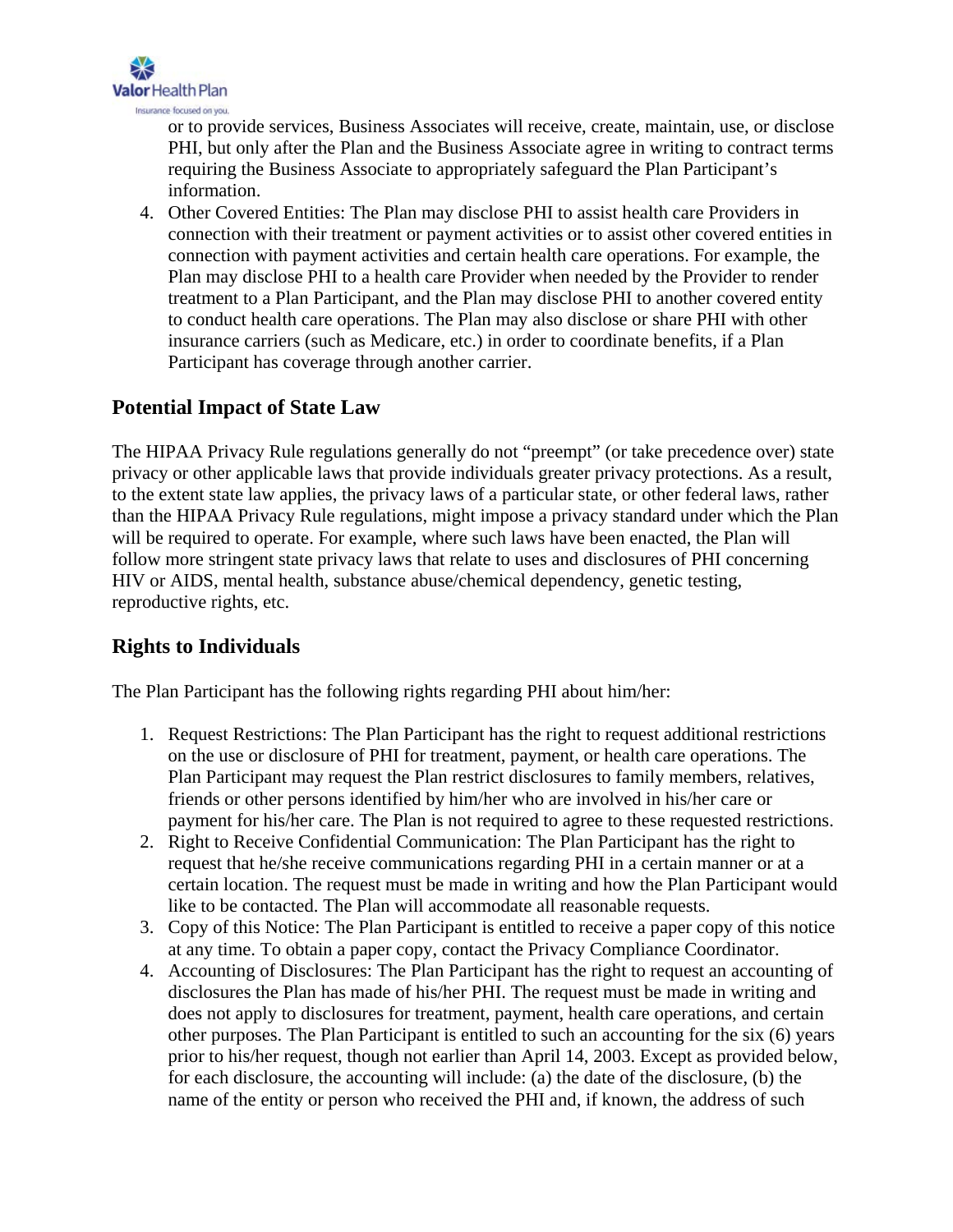or to provide services, Business Associates will receive, create, maintain, use, or disclose PHI, but only after the Plan and the Business Associate agree in writing to contract terms requiring the Business Associate to appropriately safeguard the Plan Participant's information.

4. Other Covered Entities: The Plan may disclose PHI to assist health care Providers in connection with their treatment or payment activities or to assist other covered entities in connection with payment activities and certain health care operations. For example, the Plan may disclose PHI to a health care Provider when needed by the Provider to render treatment to a Plan Participant, and the Plan may disclose PHI to another covered entity to conduct health care operations. The Plan may also disclose or share PHI with other insurance carriers (such as Medicare, etc.) in order to coordinate benefits, if a Plan Participant has coverage through another carrier.

## Potential Impact of State Law

The HIPAA Privacy Rule regulations generally do not "preempt" (or take precedence over) state privacy or other applicable laws that provide individuals greater privacy protections. As a result, to the extent state law applies, the privacy laws of a particular state, or other federal laws, rather than the HIPAA Privacy Rule regulations, might impose a privacy standard under which the Plan will be required to operate. For example, where such laws have been enacted, the Plan will follow more stringent state privacy laws that relate to uses and disclosures of PHI concerning HIV or AIDS, mental health, substance abuse/chemical dependency, genetic testing, reproductive rights, etc.

## Rights to Individuals

The Plan Participant has the following rights regarding PHI about him/her:

1. Request Restrictions: The Plan Participant has the right to request additional restrictions on the use or disclosure of PHI for treatment, payment, or health care operations. The Plan Participant may request the Plan restrict disclosures to family members, relatives, friends or other persons identified by him/her who are involved in his/her care or payment for his/her care. The Plan is not required to agree to these requested restrictions.
2. Right to Receive Confidential Communication: The Plan Participant has the right to request that he/she receive communications regarding PHI in a certain manner or at a certain location. The request must be made in writing and how the Plan Participant would like to be contacted. The Plan will accommodate all reasonable requests.
3. Copy of this Notice: The Plan Participant is entitled to receive a paper copy of this notice at any time. To obtain a paper copy, contact the Privacy Compliance Coordinator.
4. Accounting of Disclosures: The Plan Participant has the right to request an accounting of disclosures the Plan has made of his/her PHI. The request must be made in writing and does not apply to disclosures for treatment, payment, health care operations, and certain other purposes. The Plan Participant is entitled to such an accounting for the six (6) years prior to his/her request, though not earlier than April 14, 2003. Except as provided below, for each disclosure, the accounting will include: (a) the date of the disclosure, (b) the name of the entity or person who received the PHI and, if known, the address of such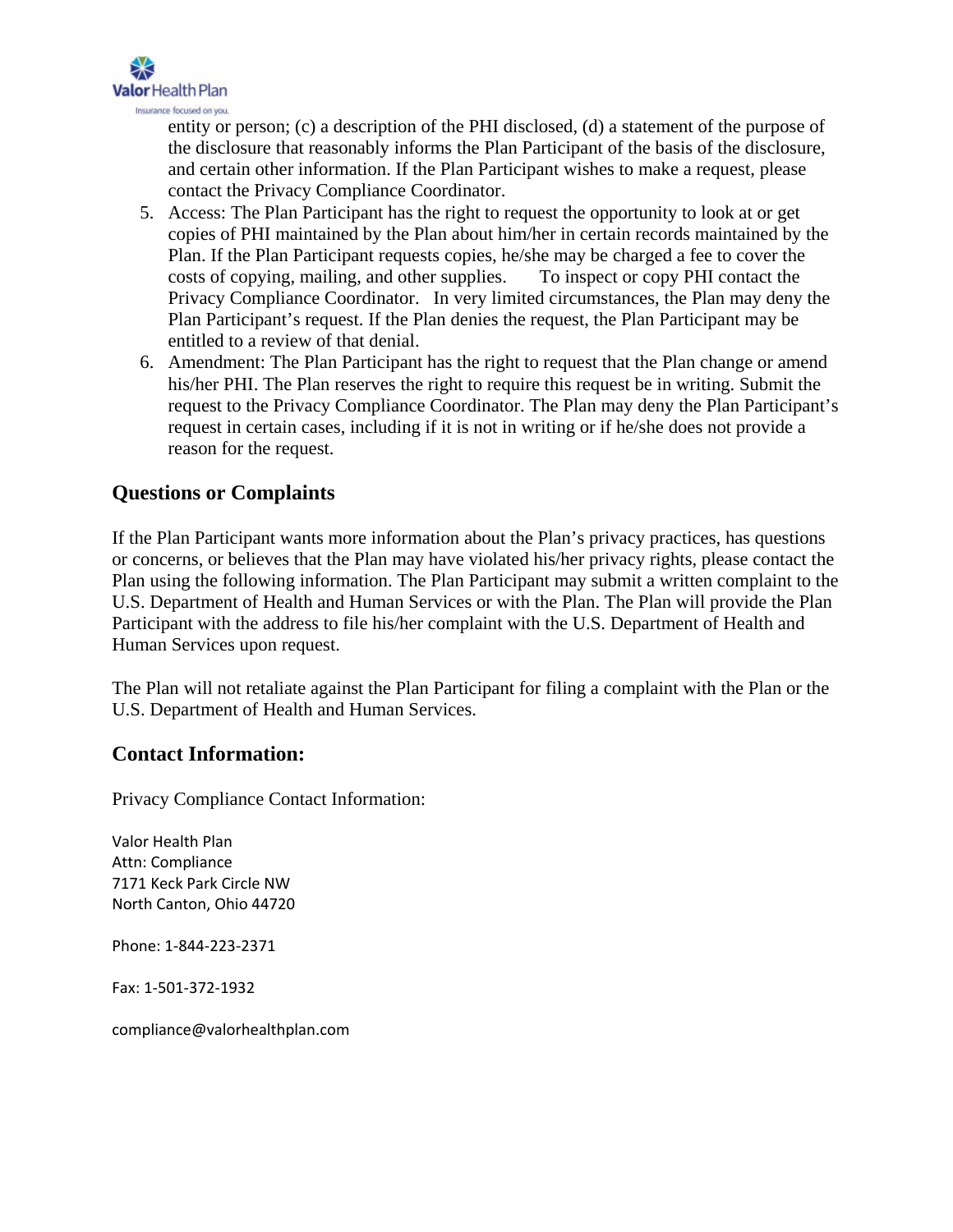entity or person; (c) a description of the PHI disclosed, (d) a statement of the purpose of the disclosure that reasonably informs the Plan Participant of the basis of the disclosure, and certain other information. If the Plan Participant wishes to make a request, please contact the Privacy Compliance Coordinator.

5. Access: The Plan Participant has the right to request the opportunity to look at or get copies of PHI maintained by the Plan about him/her in certain records maintained by the Plan. If the Plan Participant requests copies, he/she may be charged a fee to cover the costs of copying, mailing, and other supplies. To inspect or copy PHI contact the Privacy Compliance Coordinator. In very limited circumstances, the Plan may deny the Plan Participant's request. If the Plan denies the request, the Plan Participant may be entitled to a review of that denial.
6. Amendment: The Plan Participant has the right to request that the Plan change or amend his/her PHI. The Plan reserves the right to require this request be in writing. Submit the request to the Privacy Compliance Coordinator. The Plan may deny the Plan Participant's request in certain cases, including if it is not in writing or if he/she does not provide a reason for the request.

## Questions or Complaints

If the Plan Participant wants more information about the Plan's privacy practices, has questions or concerns, or believes that the Plan may have violated his/her privacy rights, please contact the Plan using the following information. The Plan Participant may submit a written complaint to the U.S. Department of Health and Human Services or with the Plan. The Plan will provide the Plan Participant with the address to file his/her complaint with the U.S. Department of Health and Human Services upon request.

The Plan will not retaliate against the Plan Participant for filing a complaint with the Plan or the U.S. Department of Health and Human Services.

## Contact Information:

Privacy Compliance Contact Information:

Valor Health Plan
Attn: Compliance
7171 Keck Park Circle NW
North Canton, Ohio 44720

Phone: 1-844-223-2371

Fax: 1-501-372-1932

compliance@valorhealthplan.com